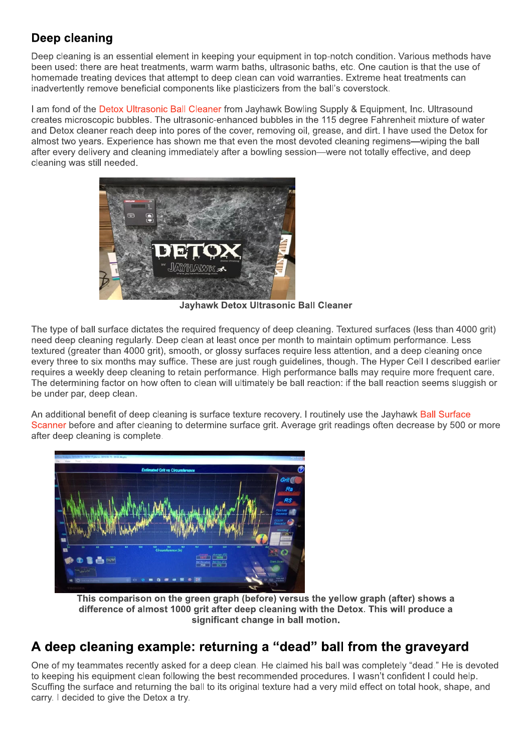## Deep cleaning

Deep cleaning is an essential element in keeping your equipment in top-notch condition. Various methods have been used: there are heat treatments, warm warm baths, ultrasonic baths, etc. One caution is that the use of homemade treating devices that attempt to deep clean can void warranties. Extreme heat treatments can inadvertently remove beneficial components like plasticizers from the ball's coverstock.

I am fond of the Detox Ultrasonic Ball Cleaner from Jayhawk Bowling Supply & Equipment, Inc. Ultrasound creates microscopic bubbles. The ultrasonic-enhanced bubbles in the 115 degree Fahrenheit mixture of water and Detox cleaner reach deep into pores of the cover, removing oil, grease, and dirt. I have used the Detox for almost two years. Experience has shown me that even the most devoted cleaning regimens—wiping the ball after every delivery and cleaning immediately after a bowling session—were not totally effective, and deep cleaning was still needed.

**Jayhawk Detox Ultrasonic Ball Cleaner**

The type of ball surface dictates the required frequency of deep cleaning. Textured surfaces (less than 4000 grit) need deep cleaning regularly. Deep clean at least once per month to maintain optimum performance. Less textured (greater than 4000 grit), smooth, or glossy surfaces require less attention, and a deep cleaning once every three to six months may suffice. These are just rough guidelines, though. The Hyper Cell I described earlier requires a weekly deep cleaning to retain performance. High performance balls may require more frequent care. The determining factor on how often to clean will ultimately be ball reaction: if the ball reaction seems sluggish or be under par, deep clean.

An additional benefit of deep cleaning is surface texture recovery. I routinely use the Jayhawk Ball Surface Scanner before and after cleaning to determine surface grit. Average grit readings often decrease by 500 or more after deep cleaning is complete.

**This comparison on the green graph (before) versus the yellow graph (after) shows a difference of almost 1000 grit after deep cleaning with the Detox. This will produce a significant change in ball motion.**

## A deep cleaning example: returning a "dead" ball from the graveyard

One of my teammates recently asked for a deep clean. He claimed his ball was completely "dead." He is devoted to keeping his equipment clean following the best recommended procedures. I wasn't confident I could help. Scuffing the surface and returning the ball to its original texture had a very mild effect on total hook, shape, and carry. I decided to give the Detox a try.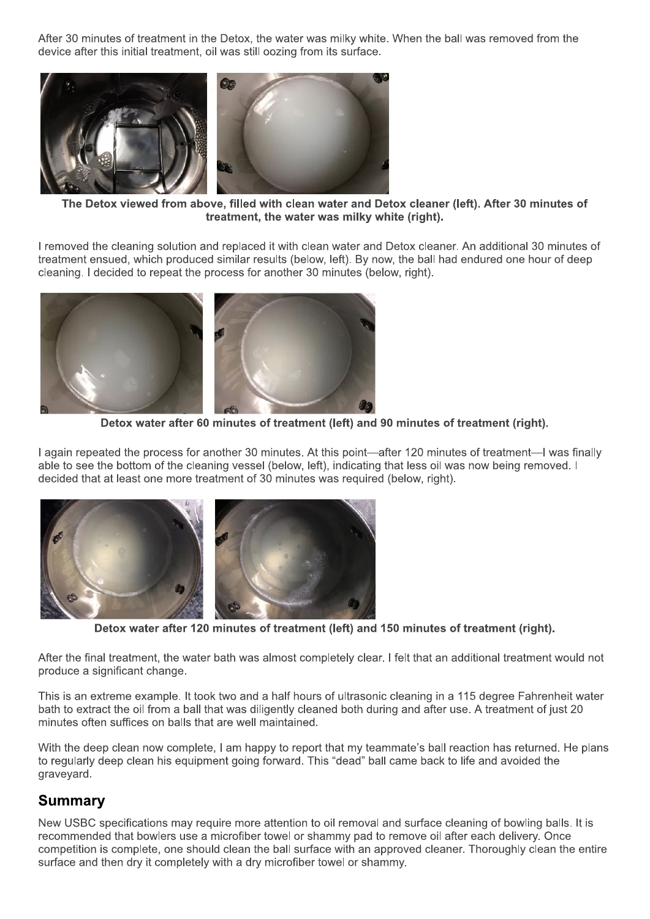After 30 minutes of treatment in the Detox, the water was milky white. When the ball was removed from the device after this initial treatment, oil was still oozing from its surface.

**The Detox viewed from above, filled with clean water and Detox cleaner (left). After 30 minutes of treatment, the water was milky white (right).**

I removed the cleaning solution and replaced it with clean water and Detox cleaner. An additional 30 minutes of treatment ensued, which produced similar results (below, left). By now, the ball had endured one hour of deep cleaning. I decided to repeat the process for another 30 minutes (below, right).

**Detox water after 60 minutes of treatment (left) and 90 minutes of treatment (right).**

I again repeated the process for another 30 minutes. At this point—after 120 minutes of treatment—I was finally able to see the bottom of the cleaning vessel (below, left), indicating that less oil was now being removed. I decided that at least one more treatment of 30 minutes was required (below, right).

**Detox water after 120 minutes of treatment (left) and 150 minutes of treatment (right).**

After the final treatment, the water bath was almost completely clear. I felt that an additional treatment would not produce a significant change.

This is an extreme example. It took two and a half hours of ultrasonic cleaning in a 115 degree Fahrenheit water bath to extract the oil from a ball that was diligently cleaned both during and after use. A treatment of just 20 minutes often suffices on balls that are well maintained.

With the deep clean now complete, I am happy to report that my teammate's ball reaction has returned. He plans to regularly deep clean his equipment going forward. This "dead" ball came back to life and avoided the graveyard.

## Summary

New USBC specifications may require more attention to oil removal and surface cleaning of bowling balls. It is recommended that bowlers use a microfiber towel or shammy pad to remove oil after each delivery. Once competition is complete, one should clean the ball surface with an approved cleaner. Thoroughly clean the entire surface and then dry it completely with a dry microfiber towel or shammy.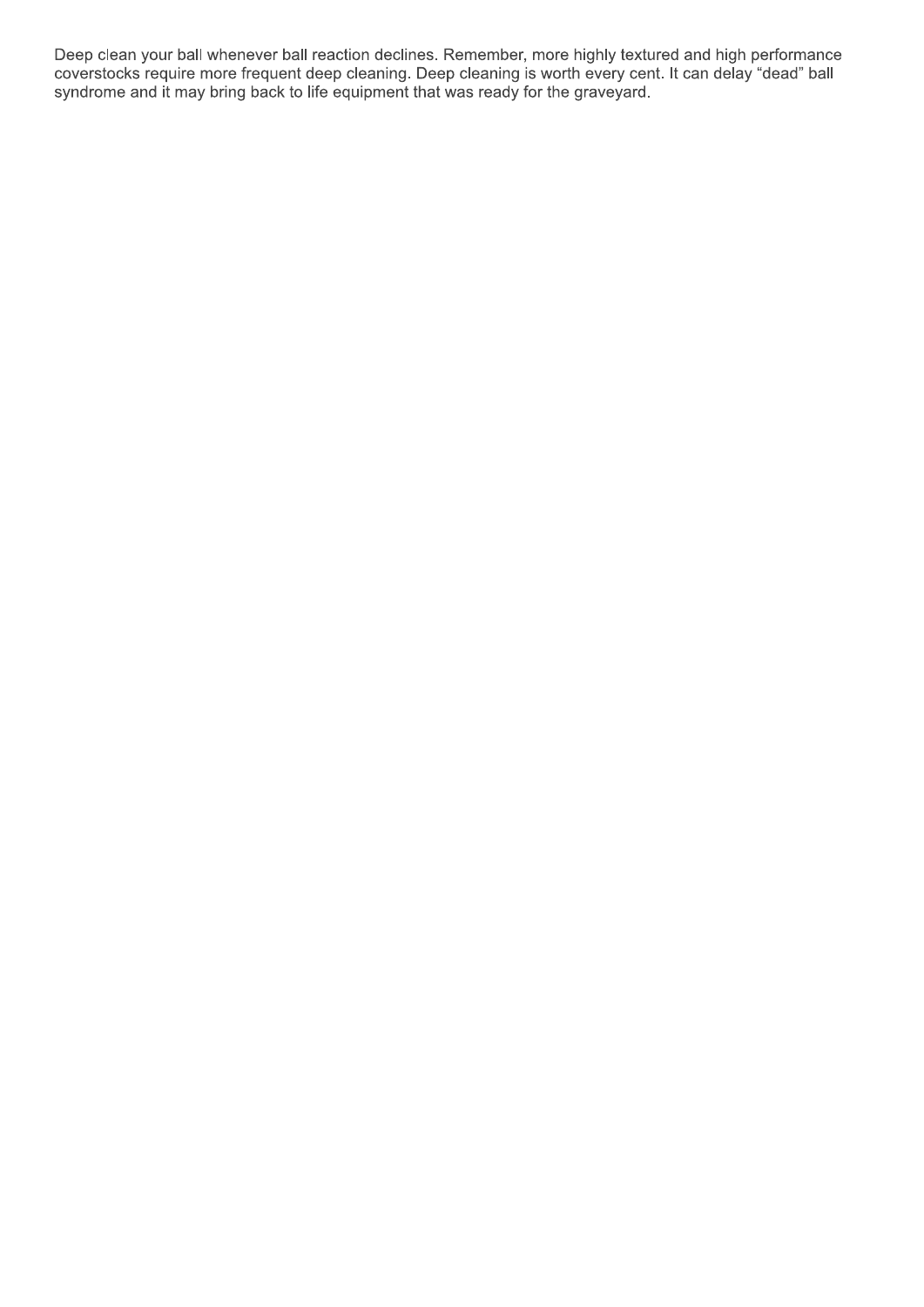Deep clean your ball whenever ball reaction declines. Remember, more highly textured and high performance coverstocks require more frequent deep cleaning. Deep cleaning is worth every cent. It can delay “dead” ball syndrome and it may bring back to life equipment that was ready for the graveyard.